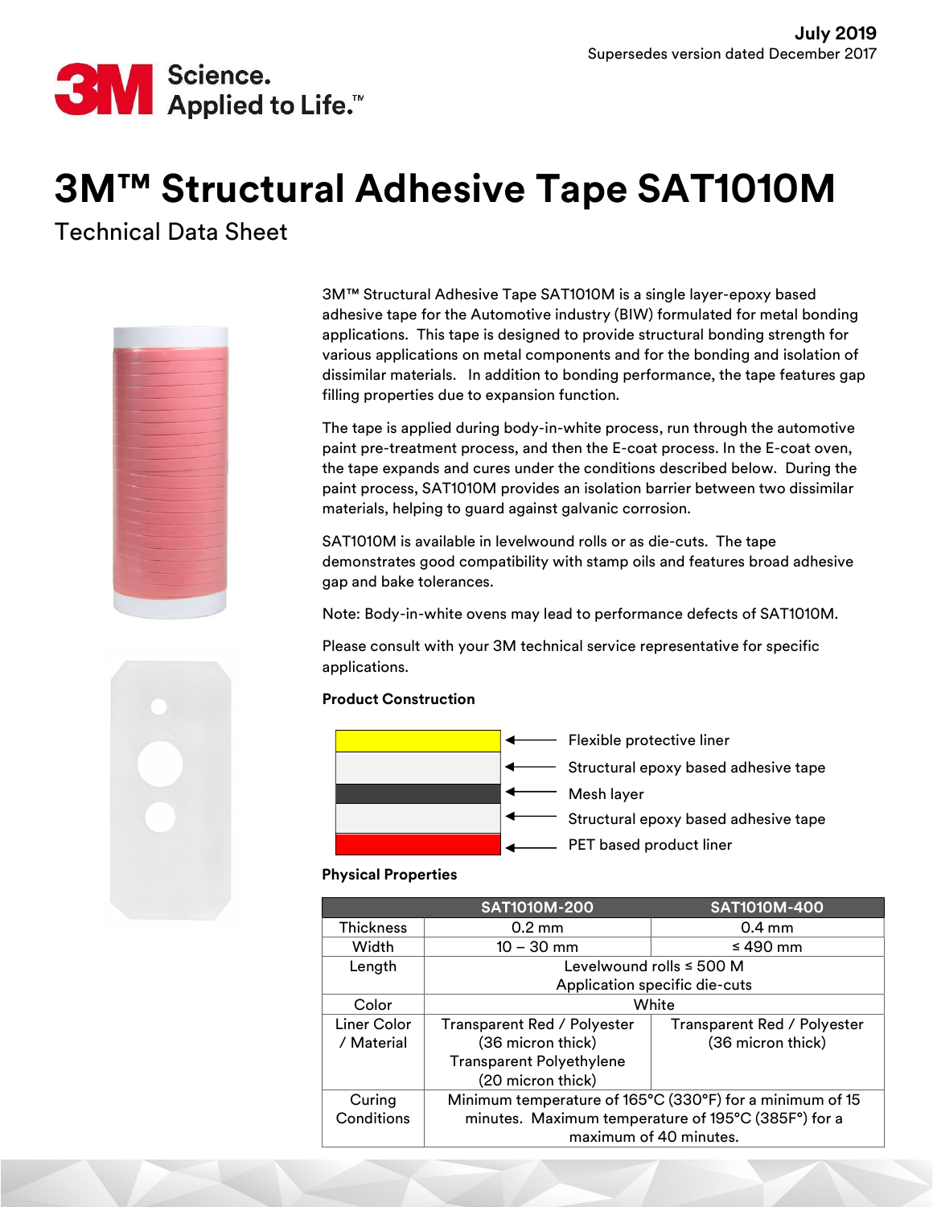July 2019
Supersedes version dated December 2017

# 3M™ Structural Adhesive Tape SAT1010M

Technical Data Sheet

3M™ Structural Adhesive Tape SAT1010M is a single layer-epoxy based adhesive tape for the Automotive industry (BIW) formulated for metal bonding applications. This tape is designed to provide structural bonding strength for various applications on metal components and for the bonding and isolation of dissimilar materials. In addition to bonding performance, the tape features gap filling properties due to expansion function.

The tape is applied during body-in-white process, run through the automotive paint pre-treatment process, and then the E-coat process. In the E-coat oven, the tape expands and cures under the conditions described below. During the paint process, SAT1010M provides an isolation barrier between two dissimilar materials, helping to guard against galvanic corrosion.

SAT1010M is available in levelwound rolls or as die-cuts. The tape demonstrates good compatibility with stamp oils and features broad adhesive gap and bake tolerances.

Note: Body-in-white ovens may lead to performance defects of SAT1010M.

Please consult with your 3M technical service representative for specific applications.

**Product Construction**

- Flexible protective liner
- Structural epoxy based adhesive tape
- Mesh layer
- Structural epoxy based adhesive tape
- PET based product liner

**Physical Properties**

| | SAT1010M-200 | SAT1010M-400 |
|---|---|---|
| Thickness | 0.2 mm | 0.4 mm |
| Width | 10 – 30 mm | ≤ 490 mm |
| Length | Levelwound rolls ≤ 500 M<br>Application specific die-cuts | |
| Color | White | |
| Liner Color / Material | Transparent Red / Polyester (36 micron thick)<br>Transparent Polyethylene (20 micron thick) | Transparent Red / Polyester (36 micron thick) |
| Curing Conditions | Minimum temperature of 165°C (330°F) for a minimum of 15 minutes. Maximum temperature of 195°C (385F°) for a maximum of 40 minutes. | |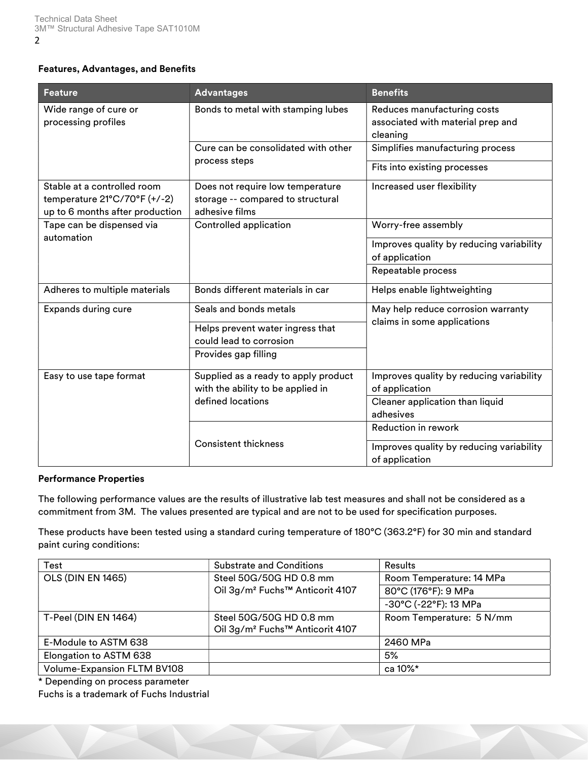**Features, Advantages, and Benefits**

| Feature | Advantages | Benefits |
|---|---|---|
| Wide range of cure or processing profiles | Bonds to metal with stamping lubes | Reduces manufacturing costs associated with material prep and cleaning |
| | Cure can be consolidated with other process steps | Simplifies manufacturing process |
| | | Fits into existing processes |
| Stable at a controlled room temperature 21°C/70°F (+/-2) up to 6 months after production | Does not require low temperature storage -- compared to structural adhesive films | Increased user flexibility |
| Tape can be dispensed via automation | Controlled application | Worry-free assembly |
| | | Improves quality by reducing variability of application |
| | | Repeatable process |
| Adheres to multiple materials | Bonds different materials in car | Helps enable lightweighting |
| Expands during cure | Seals and bonds metals | May help reduce corrosion warranty claims in some applications |
| | Helps prevent water ingress that could lead to corrosion | |
| | Provides gap filling | |
| Easy to use tape format | Supplied as a ready to apply product with the ability to be applied in defined locations | Improves quality by reducing variability of application |
| | | Cleaner application than liquid adhesives |
| | Consistent thickness | Reduction in rework |
| | | Improves quality by reducing variability of application |

**Performance Properties**

The following performance values are the results of illustrative lab test measures and shall not be considered as a commitment from 3M. The values presented are typical and are not to be used for specification purposes.

These products have been tested using a standard curing temperature of 180°C (363.2°F) for 30 min and standard paint curing conditions:

| Test | Substrate and Conditions | Results |
|---|---|---|
| OLS (DIN EN 1465) | Steel 50G/50G HD 0.8 mm Oil 3g/m² Fuchs™ Anticorit 4107 | Room Temperature: 14 MPa |
| | | 80°C (176°F): 9 MPa |
| | | -30°C (-22°F): 13 MPa |
| T-Peel (DIN EN 1464) | Steel 50G/50G HD 0.8 mm Oil 3g/m² Fuchs™ Anticorit 4107 | Room Temperature: 5 N/mm |
| E-Module to ASTM 638 | | 2460 MPa |
| Elongation to ASTM 638 | | 5% |
| Volume-Expansion FLTM BV108 | | ca 10%* |

* Depending on process parameter

Fuchs is a trademark of Fuchs Industrial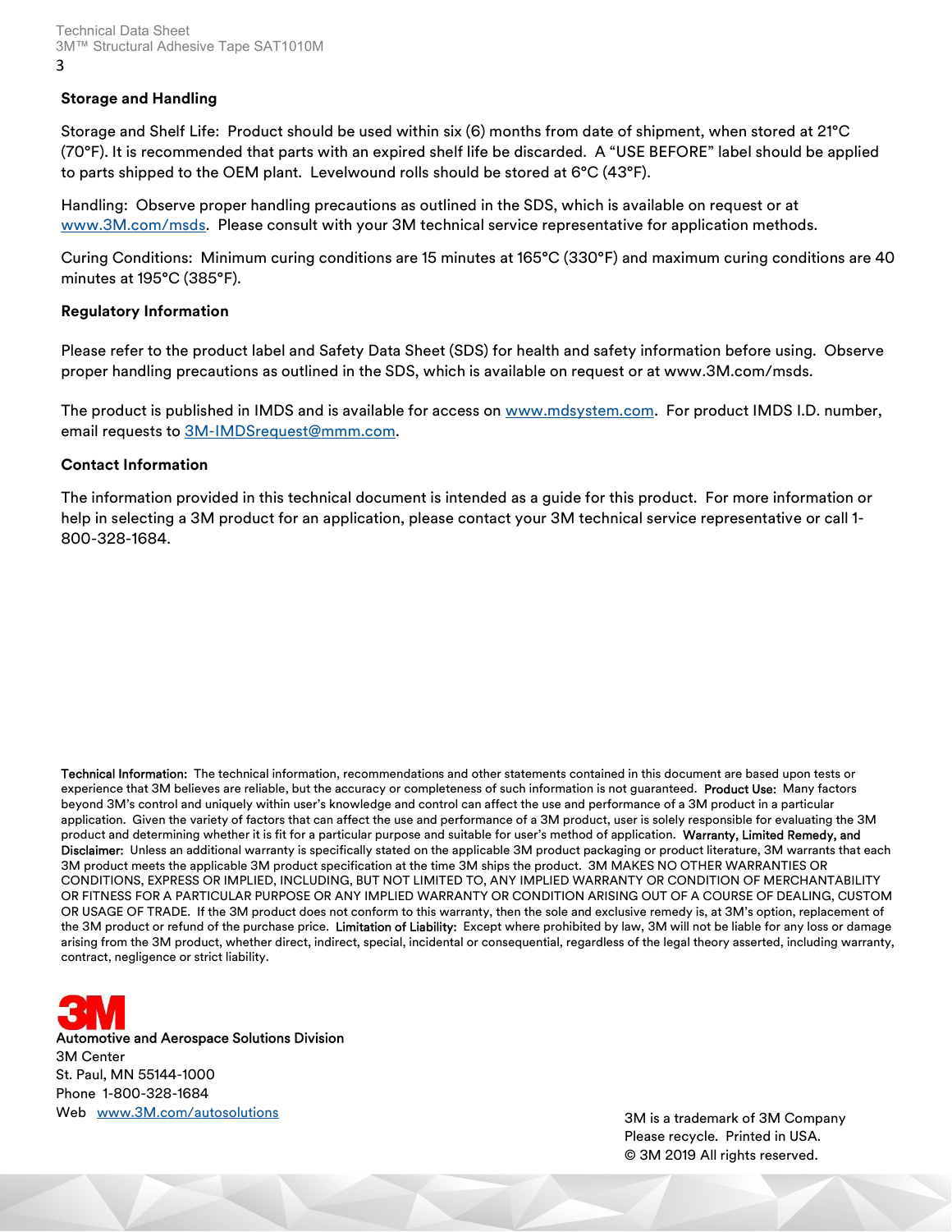## Storage and Handling

Storage and Shelf Life: Product should be used within six (6) months from date of shipment, when stored at 21°C (70°F). It is recommended that parts with an expired shelf life be discarded. A "USE BEFORE" label should be applied to parts shipped to the OEM plant. Levelwound rolls should be stored at 6°C (43°F).

Handling: Observe proper handling precautions as outlined in the SDS, which is available on request or at www.3M.com/msds. Please consult with your 3M technical service representative for application methods.

Curing Conditions: Minimum curing conditions are 15 minutes at 165°C (330°F) and maximum curing conditions are 40 minutes at 195°C (385°F).

## Regulatory Information

Please refer to the product label and Safety Data Sheet (SDS) for health and safety information before using. Observe proper handling precautions as outlined in the SDS, which is available on request or at www.3M.com/msds.

The product is published in IMDS and is available for access on www.mdsystem.com. For product IMDS I.D. number, email requests to 3M-IMDSrequest@mmm.com.

## Contact Information

The information provided in this technical document is intended as a guide for this product. For more information or help in selecting a 3M product for an application, please contact your 3M technical service representative or call 1-800-328-1684.

**Technical Information:** The technical information, recommendations and other statements contained in this document are based upon tests or experience that 3M believes are reliable, but the accuracy or completeness of such information is not guaranteed. **Product Use:** Many factors beyond 3M's control and uniquely within user's knowledge and control can affect the use and performance of a 3M product in a particular application. Given the variety of factors that can affect the use and performance of a 3M product, user is solely responsible for evaluating the 3M product and determining whether it is fit for a particular purpose and suitable for user's method of application. **Warranty, Limited Remedy, and Disclaimer:** Unless an additional warranty is specifically stated on the applicable 3M product packaging or product literature, 3M warrants that each 3M product meets the applicable 3M product specification at the time 3M ships the product. 3M MAKES NO OTHER WARRANTIES OR CONDITIONS, EXPRESS OR IMPLIED, INCLUDING, BUT NOT LIMITED TO, ANY IMPLIED WARRANTY OR CONDITION OF MERCHANTABILITY OR FITNESS FOR A PARTICULAR PURPOSE OR ANY IMPLIED WARRANTY OR CONDITION ARISING OUT OF A COURSE OF DEALING, CUSTOM OR USAGE OF TRADE. If the 3M product does not conform to this warranty, then the sole and exclusive remedy is, at 3M's option, replacement of the 3M product or refund of the purchase price. **Limitation of Liability:** Except where prohibited by law, 3M will not be liable for any loss or damage arising from the 3M product, whether direct, indirect, special, incidental or consequential, regardless of the legal theory asserted, including warranty, contract, negligence or strict liability.

3M

**Automotive and Aerospace Solutions Division**
3M Center
St. Paul, MN 55144-1000
Phone 1-800-328-1684
Web www.3M.com/autosolutions

3M is a trademark of 3M Company
Please recycle. Printed in USA.
© 3M 2019 All rights reserved.